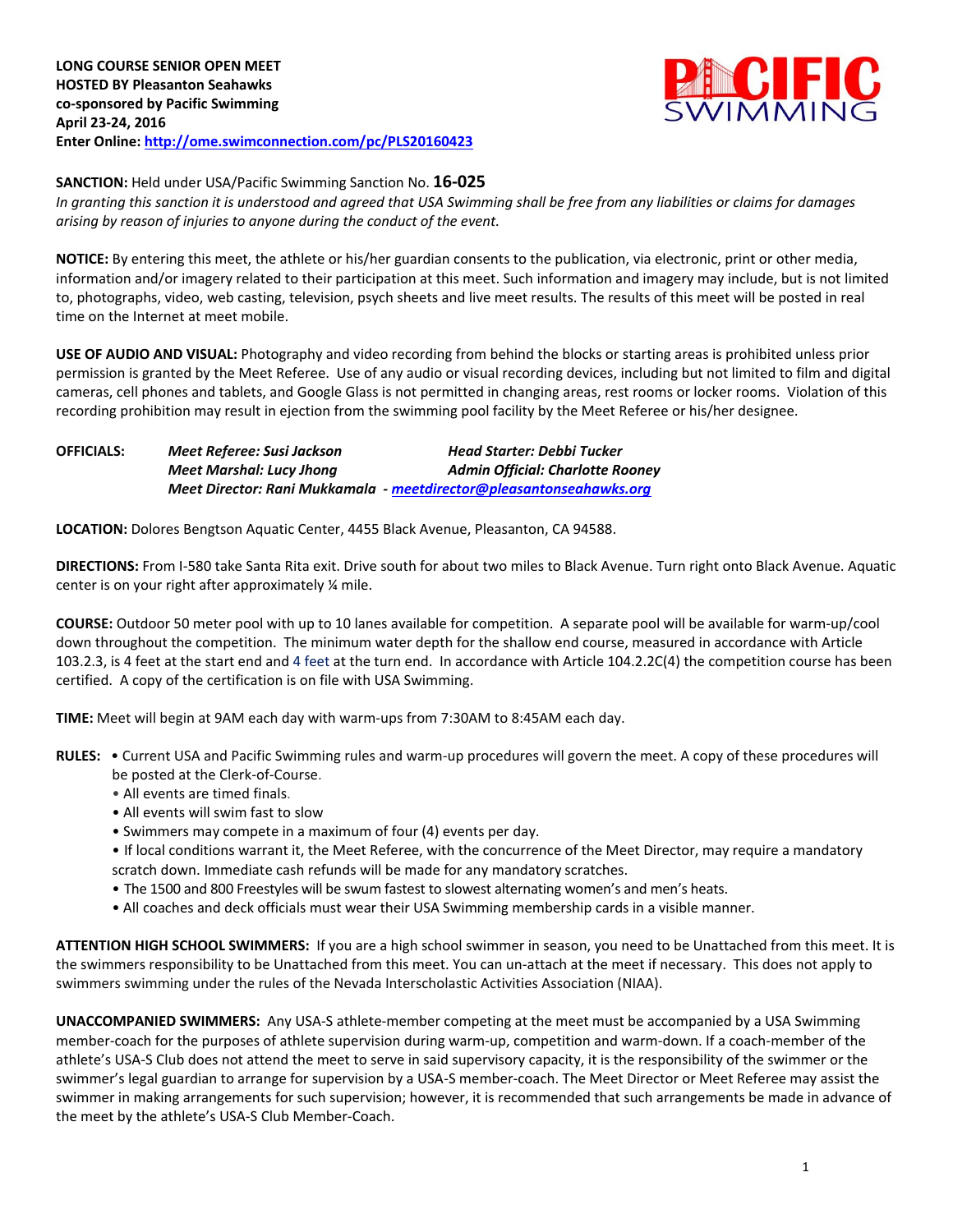**LONG COURSE SENIOR OPEN MEET**
**HOSTED BY Pleasanton Seahawks**
**co-sponsored by Pacific Swimming**
**April 23-24, 2016**
**Enter Online: [http://ome.swimconnection.com/pc/PLS20160423](http://ome.swimconnection.com/pc/PLS20160423)**

**SANCTION:** Held under USA/Pacific Swimming Sanction No. **16-025**
*In granting this sanction it is understood and agreed that USA Swimming shall be free from any liabilities or claims for damages arising by reason of injuries to anyone during the conduct of the event.*

**NOTICE:** By entering this meet, the athlete or his/her guardian consents to the publication, via electronic, print or other media, information and/or imagery related to their participation at this meet. Such information and imagery may include, but is not limited to, photographs, video, web casting, television, psych sheets and live meet results. The results of this meet will be posted in real time on the Internet at meet mobile.

**USE OF AUDIO AND VISUAL:** Photography and video recording from behind the blocks or starting areas is prohibited unless prior permission is granted by the Meet Referee. Use of any audio or visual recording devices, including but not limited to film and digital cameras, cell phones and tablets, and Google Glass is not permitted in changing areas, rest rooms or locker rooms. Violation of this recording prohibition may result in ejection from the swimming pool facility by the Meet Referee or his/her designee.

**OFFICIALS:** *Meet Referee: Susi Jackson* — *Head Starter: Debbi Tucker*
*Meet Marshal: Lucy Jhong* — *Admin Official: Charlotte Rooney*
*Meet Director: Rani Mukkamala - [meetdirector@pleasantonseahawks.org](mailto:meetdirector@pleasantonseahawks.org)*

**LOCATION:** Dolores Bengtson Aquatic Center, 4455 Black Avenue, Pleasanton, CA 94588.

**DIRECTIONS:** From I-580 take Santa Rita exit. Drive south for about two miles to Black Avenue. Turn right onto Black Avenue. Aquatic center is on your right after approximately ¼ mile.

**COURSE:** Outdoor 50 meter pool with up to 10 lanes available for competition. A separate pool will be available for warm-up/cool down throughout the competition. The minimum water depth for the shallow end course, measured in accordance with Article 103.2.3, is 4 feet at the start end and 4 feet at the turn end. In accordance with Article 104.2.2C(4) the competition course has been certified. A copy of the certification is on file with USA Swimming.

**TIME:** Meet will begin at 9AM each day with warm-ups from 7:30AM to 8:45AM each day.

**RULES:**
- Current USA and Pacific Swimming rules and warm-up procedures will govern the meet. A copy of these procedures will be posted at the Clerk-of-Course.
- All events are timed finals.
- All events will swim fast to slow
- Swimmers may compete in a maximum of four (4) events per day.
- If local conditions warrant it, the Meet Referee, with the concurrence of the Meet Director, may require a mandatory scratch down. Immediate cash refunds will be made for any mandatory scratches.
- The 1500 and 800 Freestyles will be swum fastest to slowest alternating women's and men's heats.
- All coaches and deck officials must wear their USA Swimming membership cards in a visible manner.

**ATTENTION HIGH SCHOOL SWIMMERS:** If you are a high school swimmer in season, you need to be Unattached from this meet. It is the swimmers responsibility to be Unattached from this meet. You can un-attach at the meet if necessary. This does not apply to swimmers swimming under the rules of the Nevada Interscholastic Activities Association (NIAA).

**UNACCOMPANIED SWIMMERS:** Any USA-S athlete-member competing at the meet must be accompanied by a USA Swimming member-coach for the purposes of athlete supervision during warm-up, competition and warm-down. If a coach-member of the athlete's USA-S Club does not attend the meet to serve in said supervisory capacity, it is the responsibility of the swimmer or the swimmer's legal guardian to arrange for supervision by a USA-S member-coach. The Meet Director or Meet Referee may assist the swimmer in making arrangements for such supervision; however, it is recommended that such arrangements be made in advance of the meet by the athlete's USA-S Club Member-Coach.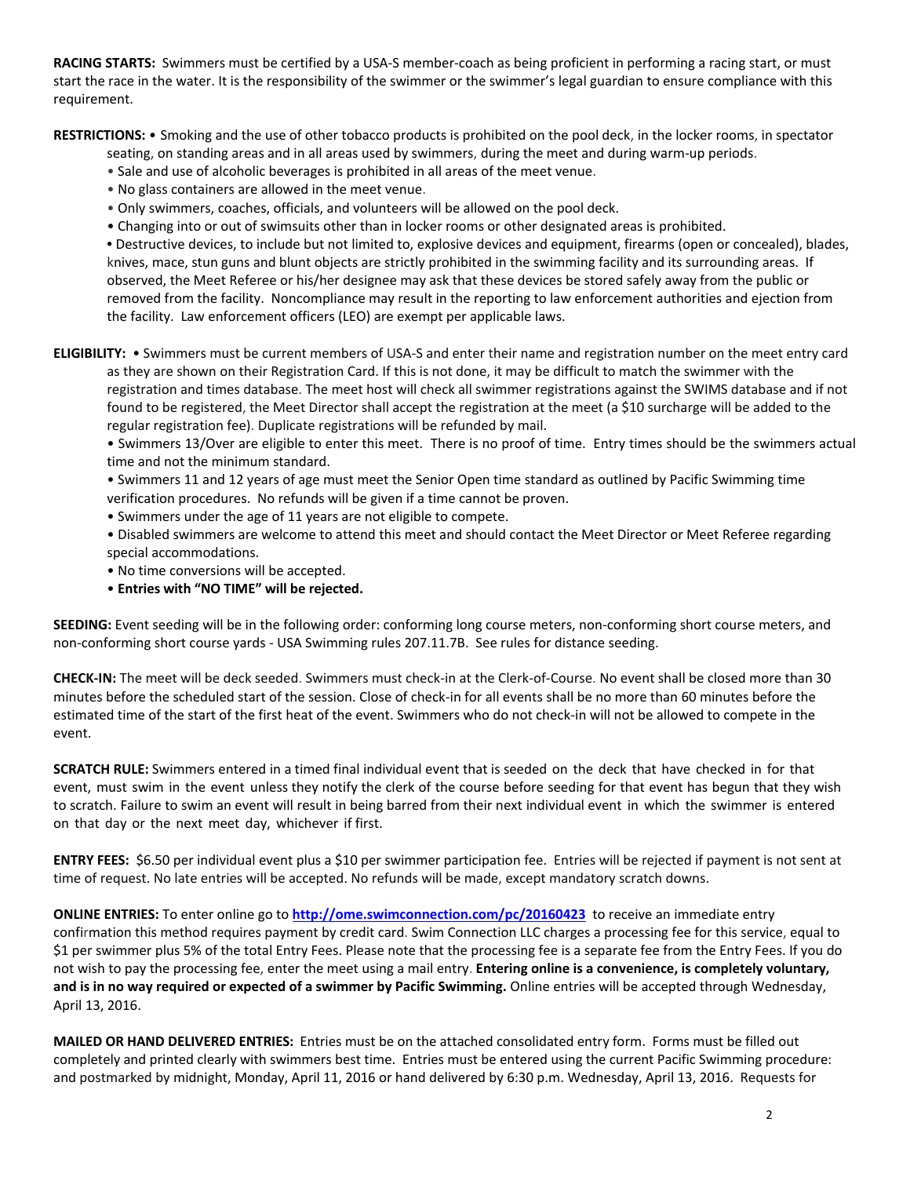**RACING STARTS:** Swimmers must be certified by a USA-S member-coach as being proficient in performing a racing start, or must start the race in the water. It is the responsibility of the swimmer or the swimmer's legal guardian to ensure compliance with this requirement.

**RESTRICTIONS:** • Smoking and the use of other tobacco products is prohibited on the pool deck, in the locker rooms, in spectator seating, on standing areas and in all areas used by swimmers, during the meet and during warm-up periods.

- Sale and use of alcoholic beverages is prohibited in all areas of the meet venue.
- No glass containers are allowed in the meet venue.
- Only swimmers, coaches, officials, and volunteers will be allowed on the pool deck.
- Changing into or out of swimsuits other than in locker rooms or other designated areas is prohibited.
- Destructive devices, to include but not limited to, explosive devices and equipment, firearms (open or concealed), blades, knives, mace, stun guns and blunt objects are strictly prohibited in the swimming facility and its surrounding areas. If observed, the Meet Referee or his/her designee may ask that these devices be stored safely away from the public or removed from the facility. Noncompliance may result in the reporting to law enforcement authorities and ejection from the facility. Law enforcement officers (LEO) are exempt per applicable laws.

**ELIGIBILITY:** • Swimmers must be current members of USA-S and enter their name and registration number on the meet entry card as they are shown on their Registration Card. If this is not done, it may be difficult to match the swimmer with the registration and times database. The meet host will check all swimmer registrations against the SWIMS database and if not found to be registered, the Meet Director shall accept the registration at the meet (a $10 surcharge will be added to the regular registration fee). Duplicate registrations will be refunded by mail.

- Swimmers 13/Over are eligible to enter this meet. There is no proof of time. Entry times should be the swimmers actual time and not the minimum standard.
- Swimmers 11 and 12 years of age must meet the Senior Open time standard as outlined by Pacific Swimming time verification procedures. No refunds will be given if a time cannot be proven.
- Swimmers under the age of 11 years are not eligible to compete.
- Disabled swimmers are welcome to attend this meet and should contact the Meet Director or Meet Referee regarding special accommodations.
- No time conversions will be accepted.
- **Entries with "NO TIME" will be rejected.**

**SEEDING:** Event seeding will be in the following order: conforming long course meters, non-conforming short course meters, and non-conforming short course yards - USA Swimming rules 207.11.7B. See rules for distance seeding.

**CHECK-IN:** The meet will be deck seeded. Swimmers must check-in at the Clerk-of-Course. No event shall be closed more than 30 minutes before the scheduled start of the session. Close of check-in for all events shall be no more than 60 minutes before the estimated time of the start of the first heat of the event. Swimmers who do not check-in will not be allowed to compete in the event.

**SCRATCH RULE:** Swimmers entered in a timed final individual event that is seeded on the deck that have checked in for that event, must swim in the event unless they notify the clerk of the course before seeding for that event has begun that they wish to scratch. Failure to swim an event will result in being barred from their next individual event in which the swimmer is entered on that day or the next meet day, whichever if first.

**ENTRY FEES:** $6.50 per individual event plus a $10 per swimmer participation fee. Entries will be rejected if payment is not sent at time of request. No late entries will be accepted. No refunds will be made, except mandatory scratch downs.

**ONLINE ENTRIES:** To enter online go to **http://ome.swimconnection.com/pc/20160423** to receive an immediate entry confirmation this method requires payment by credit card. Swim Connection LLC charges a processing fee for this service, equal to $1 per swimmer plus 5% of the total Entry Fees. Please note that the processing fee is a separate fee from the Entry Fees. If you do not wish to pay the processing fee, enter the meet using a mail entry. **Entering online is a convenience, is completely voluntary, and is in no way required or expected of a swimmer by Pacific Swimming.** Online entries will be accepted through Wednesday, April 13, 2016.

**MAILED OR HAND DELIVERED ENTRIES:** Entries must be on the attached consolidated entry form. Forms must be filled out completely and printed clearly with swimmers best time. Entries must be entered using the current Pacific Swimming procedure: and postmarked by midnight, Monday, April 11, 2016 or hand delivered by 6:30 p.m. Wednesday, April 13, 2016. Requests for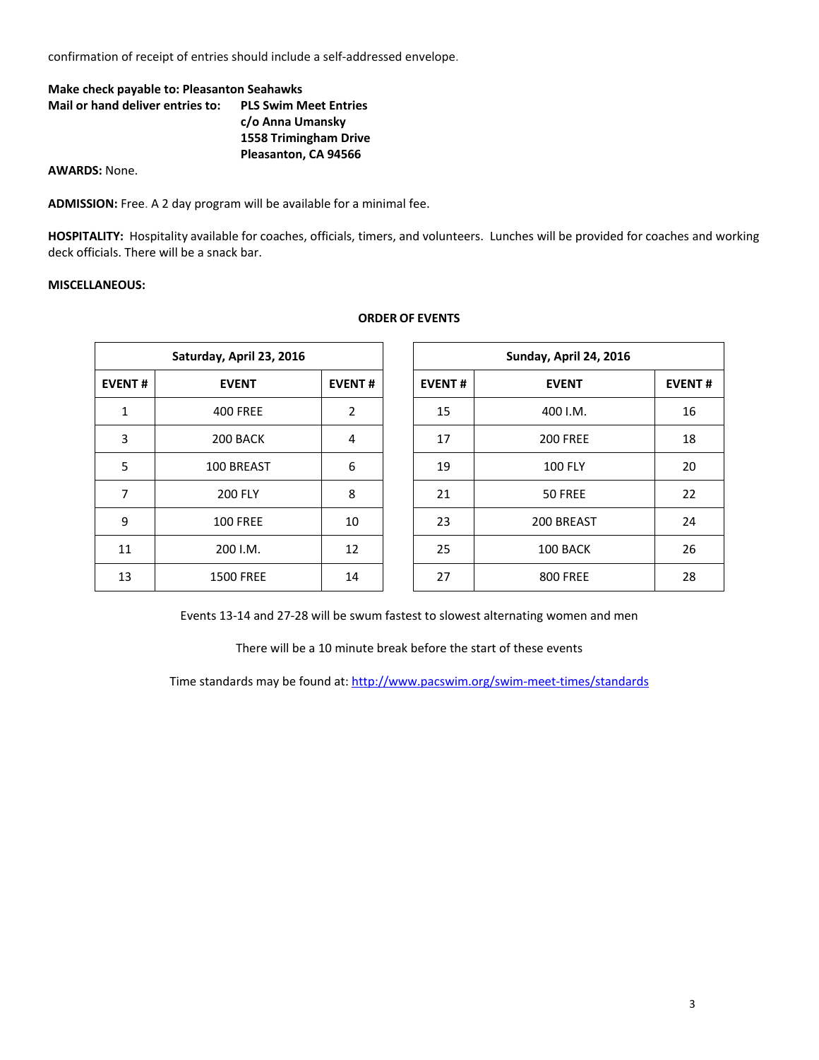confirmation of receipt of entries should include a self-addressed envelope.

**Make check payable to: Pleasanton Seahawks**
**Mail or hand deliver entries to:** **PLS Swim Meet Entries**
**c/o Anna Umansky**
**1558 Trimingham Drive**
**Pleasanton, CA 94566**

**AWARDS:** None.

**ADMISSION:** Free. A 2 day program will be available for a minimal fee.

**HOSPITALITY:** Hospitality available for coaches, officials, timers, and volunteers. Lunches will be provided for coaches and working deck officials. There will be a snack bar.

**MISCELLANEOUS:**

**ORDER OF EVENTS**

| Saturday, April 23, 2016 | | |
|---|---|---|
| **EVENT #** | **EVENT** | **EVENT #** |
| 1 | 400 FREE | 2 |
| 3 | 200 BACK | 4 |
| 5 | 100 BREAST | 6 |
| 7 | 200 FLY | 8 |
| 9 | 100 FREE | 10 |
| 11 | 200 I.M. | 12 |
| 13 | 1500 FREE | 14 |

| Sunday, April 24, 2016 | | |
|---|---|---|
| **EVENT #** | **EVENT** | **EVENT #** |
| 15 | 400 I.M. | 16 |
| 17 | 200 FREE | 18 |
| 19 | 100 FLY | 20 |
| 21 | 50 FREE | 22 |
| 23 | 200 BREAST | 24 |
| 25 | 100 BACK | 26 |
| 27 | 800 FREE | 28 |

Events 13-14 and 27-28 will be swum fastest to slowest alternating women and men

There will be a 10 minute break before the start of these events

Time standards may be found at: http://www.pacswim.org/swim-meet-times/standards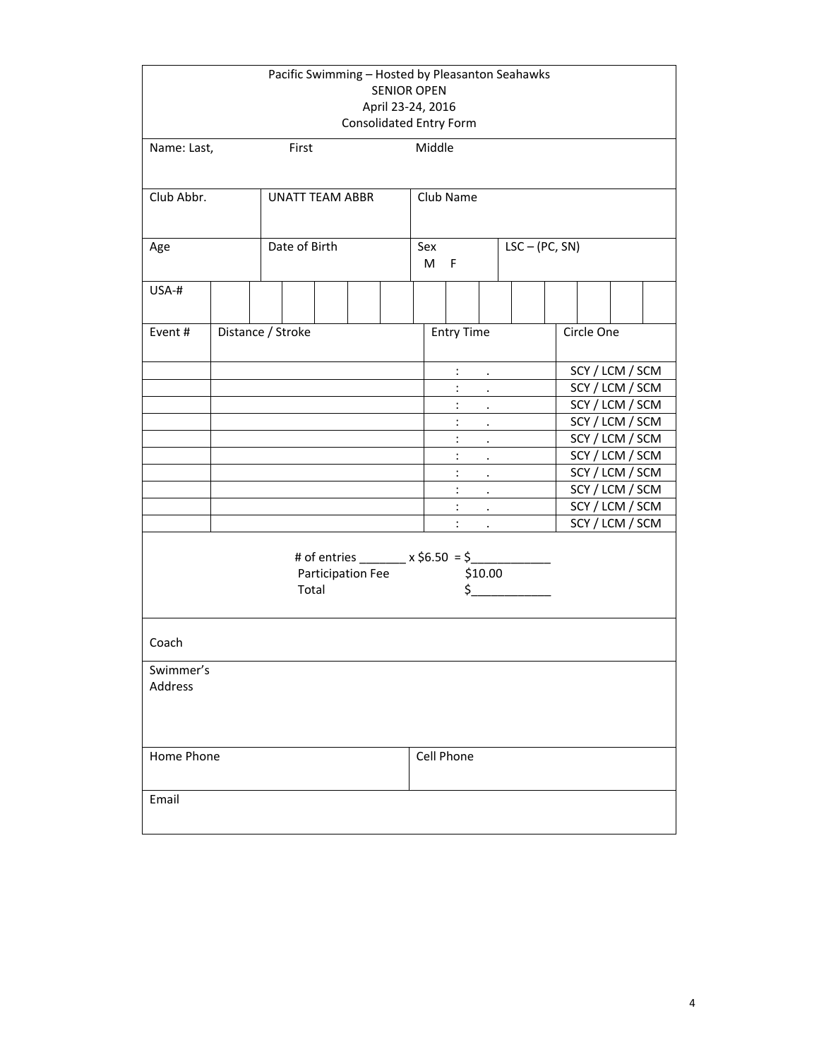Pacific Swimming – Hosted by Pleasanton Seahawks
SENIOR OPEN
April 23-24, 2016
Consolidated Entry Form

| Name: Last, | First | Middle |
|---|---|---|
| | | |

| Club Abbr. | UNATT TEAM ABBR | Club Name |
|---|---|---|
| | | |

| Age | Date of Birth | Sex M F | LSC – (PC, SN) |
|---|---|---|---|
| | | | |

| USA-# | | | | | | | | | | | | | | |
|---|---|---|---|---|---|---|---|---|---|---|---|---|---|---|

| Event # | Distance / Stroke | Entry Time | Circle One |
|---|---|---|---|
| | | : . | SCY / LCM / SCM |
| | | : . | SCY / LCM / SCM |
| | | : . | SCY / LCM / SCM |
| | | : . | SCY / LCM / SCM |
| | | : . | SCY / LCM / SCM |
| | | : . | SCY / LCM / SCM |
| | | : . | SCY / LCM / SCM |
| | | : . | SCY / LCM / SCM |
| | | : . | SCY / LCM / SCM |
| | | : . | SCY / LCM / SCM |

# of entries _______ x $6.50 = $____________
Participation Fee $10.00
Total $____________

Coach

Swimmer's Address

| Home Phone | Cell Phone |
|---|---|
| | |

Email